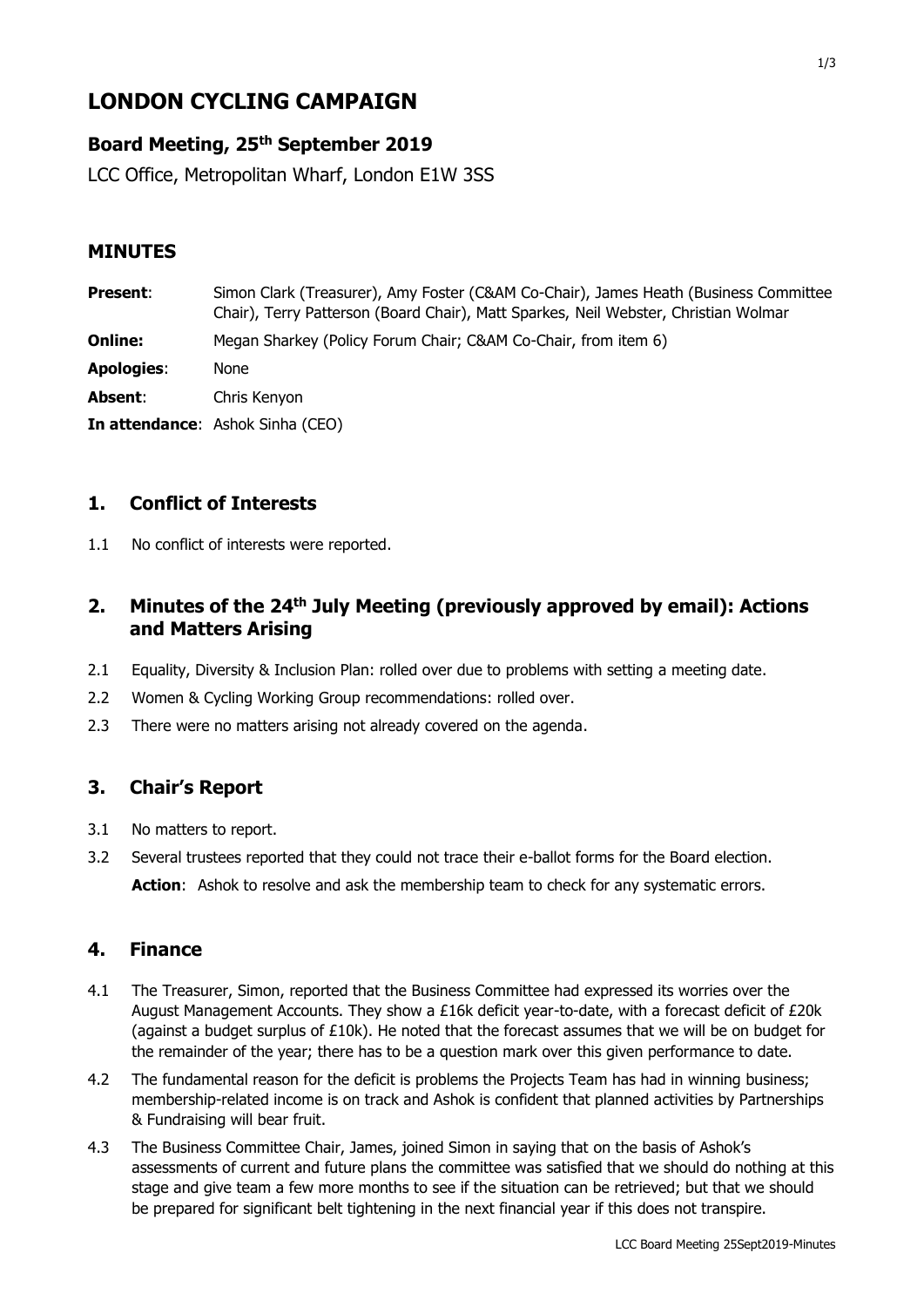# LONDON CYCLING CAMPAIGN

## Board Meeting, 25th September 2019

LCC Office, Metropolitan Wharf, London E1W 3SS

## MINUTES

**Present**: Simon Clark (Treasurer), Amy Foster (C&AM Co-Chair), James Heath (Business Committee Chair), Terry Patterson (Board Chair), Matt Sparkes, Neil Webster, Christian Wolmar

**Online:** Megan Sharkey (Policy Forum Chair; C&AM Co-Chair, from item 6)

**Apologies**: None

**Absent**: Chris Kenyon

**In attendance**: Ashok Sinha (CEO)

## 1. Conflict of Interests

1.1 No conflict of interests were reported.

## 2. Minutes of the 24th July Meeting (previously approved by email): Actions and Matters Arising

2.1 Equality, Diversity & Inclusion Plan: rolled over due to problems with setting a meeting date.

2.2 Women & Cycling Working Group recommendations: rolled over.

2.3 There were no matters arising not already covered on the agenda.

## 3. Chair's Report

3.1 No matters to report.

3.2 Several trustees reported that they could not trace their e-ballot forms for the Board election.

**Action**: Ashok to resolve and ask the membership team to check for any systematic errors.

## 4. Finance

4.1 The Treasurer, Simon, reported that the Business Committee had expressed its worries over the August Management Accounts. They show a £16k deficit year-to-date, with a forecast deficit of £20k (against a budget surplus of £10k). He noted that the forecast assumes that we will be on budget for the remainder of the year; there has to be a question mark over this given performance to date.

4.2 The fundamental reason for the deficit is problems the Projects Team has had in winning business; membership-related income is on track and Ashok is confident that planned activities by Partnerships & Fundraising will bear fruit.

4.3 The Business Committee Chair, James, joined Simon in saying that on the basis of Ashok's assessments of current and future plans the committee was satisfied that we should do nothing at this stage and give team a few more months to see if the situation can be retrieved; but that we should be prepared for significant belt tightening in the next financial year if this does not transpire.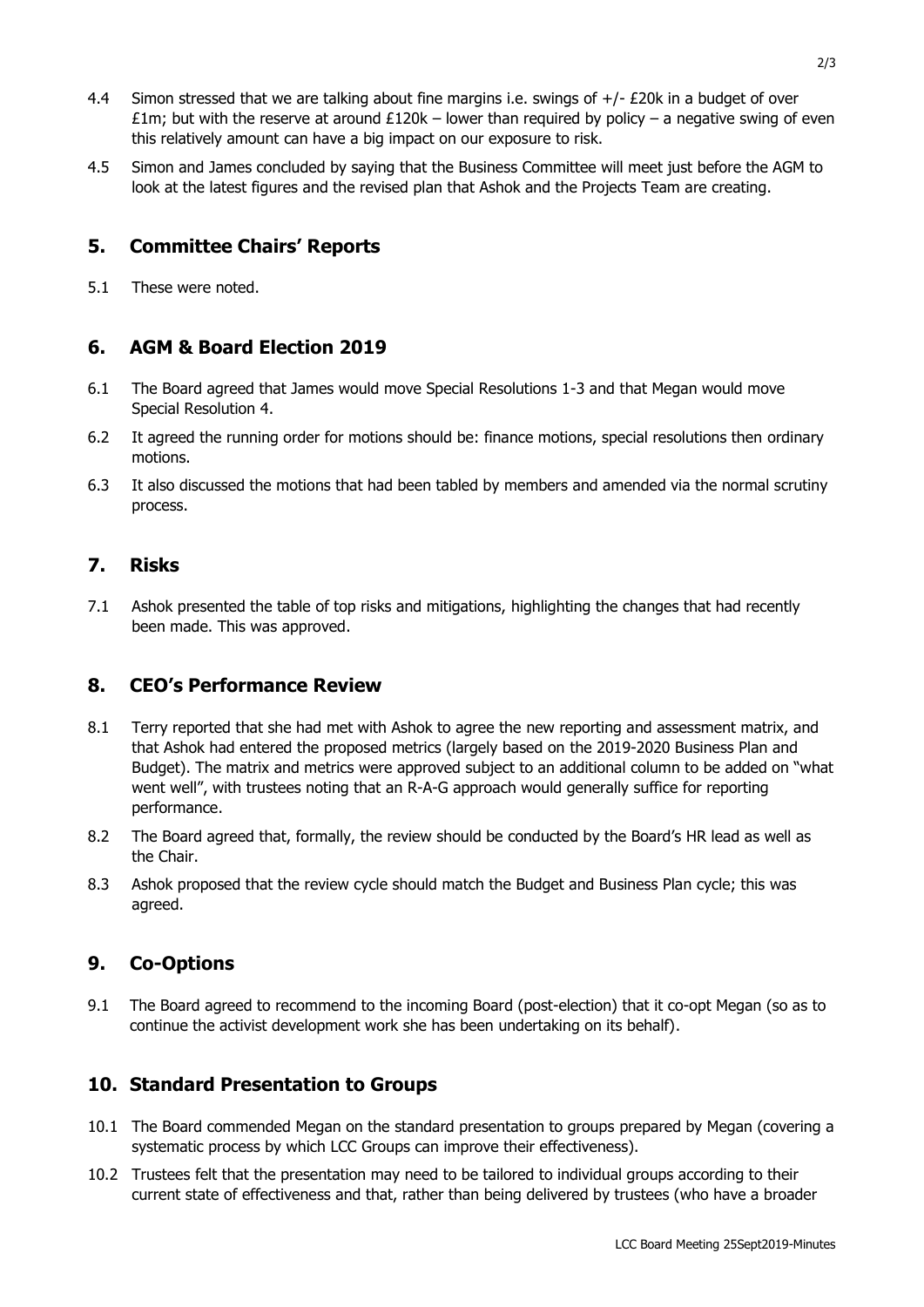4.4 Simon stressed that we are talking about fine margins i.e. swings of +/- £20k in a budget of over £1m; but with the reserve at around £120k – lower than required by policy – a negative swing of even this relatively amount can have a big impact on our exposure to risk.

4.5 Simon and James concluded by saying that the Business Committee will meet just before the AGM to look at the latest figures and the revised plan that Ashok and the Projects Team are creating.

## 5. Committee Chairs' Reports

5.1 These were noted.

## 6. AGM & Board Election 2019

6.1 The Board agreed that James would move Special Resolutions 1-3 and that Megan would move Special Resolution 4.

6.2 It agreed the running order for motions should be: finance motions, special resolutions then ordinary motions.

6.3 It also discussed the motions that had been tabled by members and amended via the normal scrutiny process.

## 7. Risks

7.1 Ashok presented the table of top risks and mitigations, highlighting the changes that had recently been made. This was approved.

## 8. CEO's Performance Review

8.1 Terry reported that she had met with Ashok to agree the new reporting and assessment matrix, and that Ashok had entered the proposed metrics (largely based on the 2019-2020 Business Plan and Budget). The matrix and metrics were approved subject to an additional column to be added on "what went well", with trustees noting that an R-A-G approach would generally suffice for reporting performance.

8.2 The Board agreed that, formally, the review should be conducted by the Board's HR lead as well as the Chair.

8.3 Ashok proposed that the review cycle should match the Budget and Business Plan cycle; this was agreed.

## 9. Co-Options

9.1 The Board agreed to recommend to the incoming Board (post-election) that it co-opt Megan (so as to continue the activist development work she has been undertaking on its behalf).

## 10. Standard Presentation to Groups

10.1 The Board commended Megan on the standard presentation to groups prepared by Megan (covering a systematic process by which LCC Groups can improve their effectiveness).

10.2 Trustees felt that the presentation may need to be tailored to individual groups according to their current state of effectiveness and that, rather than being delivered by trustees (who have a broader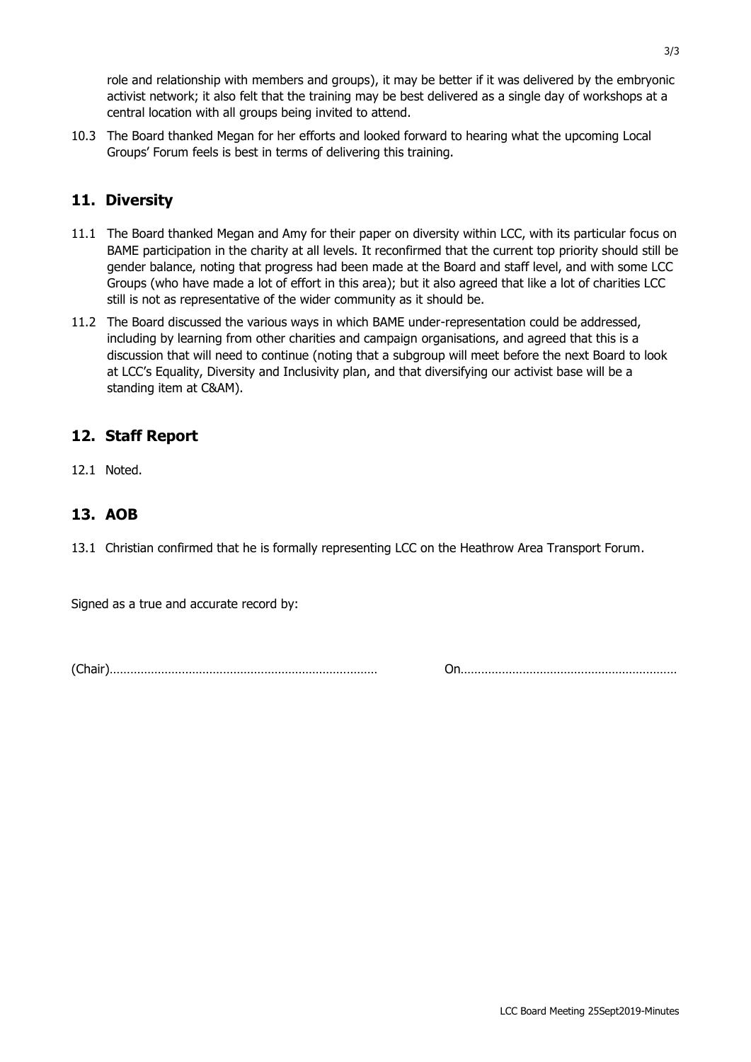role and relationship with members and groups), it may be better if it was delivered by the embryonic activist network; it also felt that the training may be best delivered as a single day of workshops at a central location with all groups being invited to attend.

10.3 The Board thanked Megan for her efforts and looked forward to hearing what the upcoming Local Groups' Forum feels is best in terms of delivering this training.

## 11. Diversity

11.1 The Board thanked Megan and Amy for their paper on diversity within LCC, with its particular focus on BAME participation in the charity at all levels. It reconfirmed that the current top priority should still be gender balance, noting that progress had been made at the Board and staff level, and with some LCC Groups (who have made a lot of effort in this area); but it also agreed that like a lot of charities LCC still is not as representative of the wider community as it should be.

11.2 The Board discussed the various ways in which BAME under-representation could be addressed, including by learning from other charities and campaign organisations, and agreed that this is a discussion that will need to continue (noting that a subgroup will meet before the next Board to look at LCC's Equality, Diversity and Inclusivity plan, and that diversifying our activist base will be a standing item at C&AM).

## 12. Staff Report

12.1 Noted.

## 13. AOB

13.1 Christian confirmed that he is formally representing LCC on the Heathrow Area Transport Forum.

Signed as a true and accurate record by:

(Chair)…………………………………………………………………… On……………………………………………………